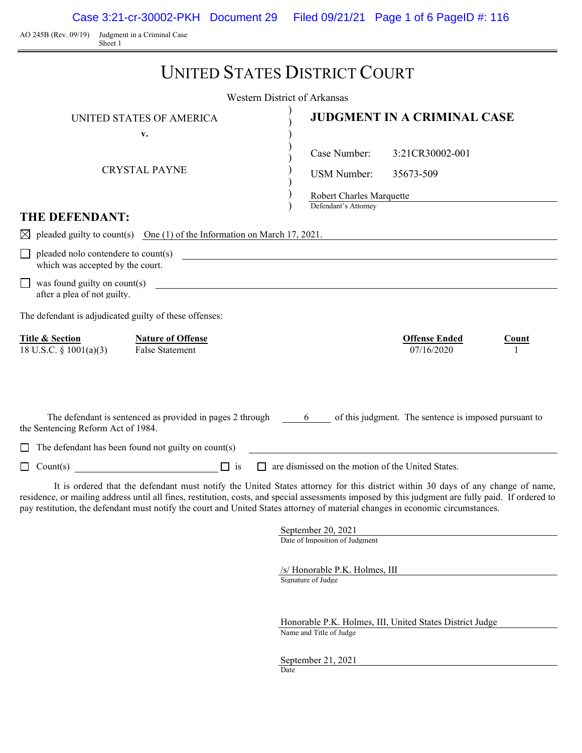AO 245B (Rev. 09/19) Judgment in a Criminal Case
Sheet 1

# UNITED STATES DISTRICT COURT

Western District of Arkansas

UNITED STATES OF AMERICA
v.
CRYSTAL PAYNE

**JUDGMENT IN A CRIMINAL CASE**

Case Number: 3:21CR30002-001

USM Number: 35673-509

Robert Charles Marquette
Defendant's Attorney

## THE DEFENDANT:

☒ pleaded guilty to count(s) One (1) of the Information on March 17, 2021.

☐ pleaded nolo contendere to count(s) which was accepted by the court.

☐ was found guilty on count(s) after a plea of not guilty.

The defendant is adjudicated guilty of these offenses:

| Title & Section | Nature of Offense | Offense Ended | Count |
|---|---|---|---|
| 18 U.S.C. § 1001(a)(3) | False Statement | 07/16/2020 | 1 |

The defendant is sentenced as provided in pages 2 through 6 of this judgment. The sentence is imposed pursuant to the Sentencing Reform Act of 1984.

☐ The defendant has been found not guilty on count(s)

☐ Count(s) ☐ is ☐ are dismissed on the motion of the United States.

It is ordered that the defendant must notify the United States attorney for this district within 30 days of any change of name, residence, or mailing address until all fines, restitution, costs, and special assessments imposed by this judgment are fully paid. If ordered to pay restitution, the defendant must notify the court and United States attorney of material changes in economic circumstances.

September 20, 2021
Date of Imposition of Judgment

/s/ Honorable P.K. Holmes, III
Signature of Judge

Honorable P.K. Holmes, III, United States District Judge
Name and Title of Judge

September 21, 2021
Date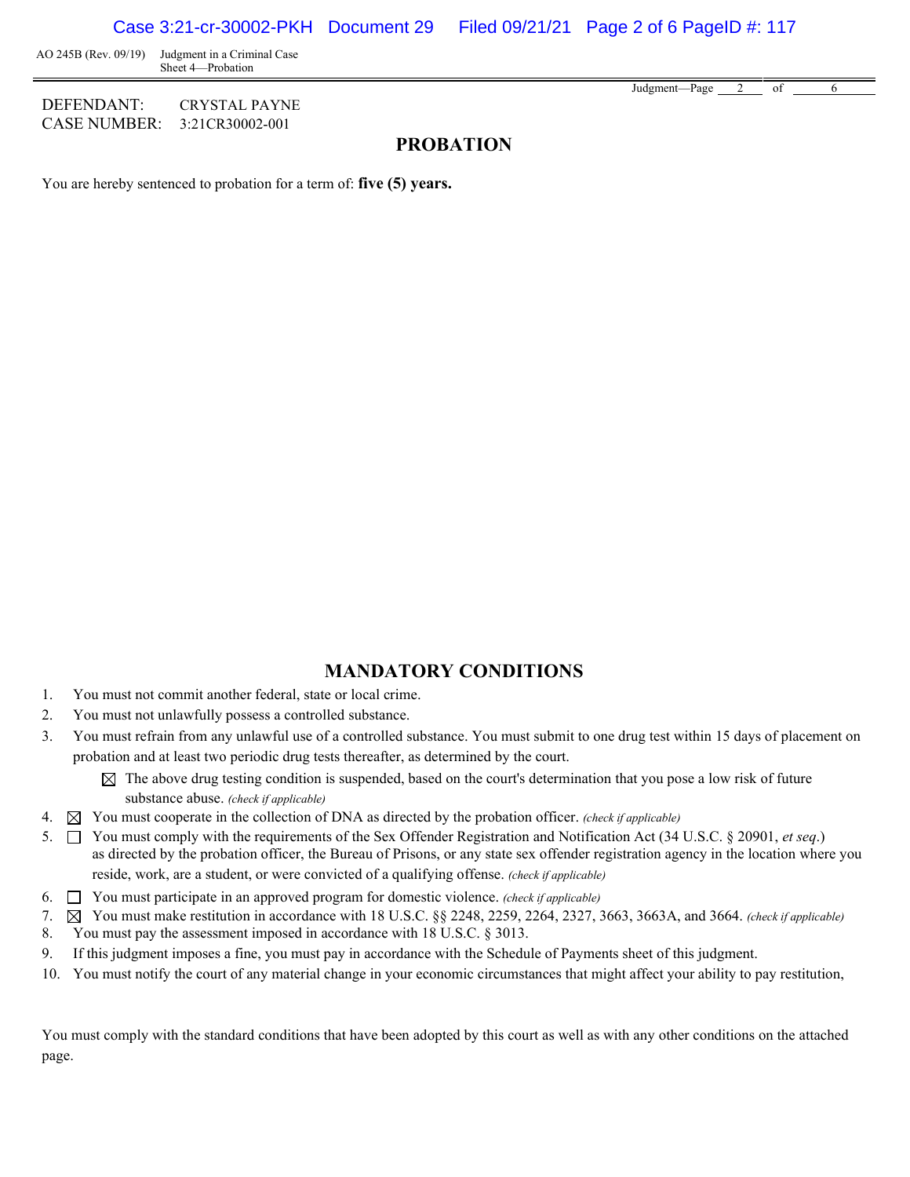AO 245B (Rev. 09/19) Judgment in a Criminal Case
Sheet 4—Probation

DEFENDANT: CRYSTAL PAYNE
CASE NUMBER: 3:21CR30002-001

## PROBATION

You are hereby sentenced to probation for a term of: **five (5) years.**

## MANDATORY CONDITIONS

1. You must not commit another federal, state or local crime.
2. You must not unlawfully possess a controlled substance.
3. You must refrain from any unlawful use of a controlled substance. You must submit to one drug test within 15 days of placement on probation and at least two periodic drug tests thereafter, as determined by the court.
   ☒ The above drug testing condition is suspended, based on the court's determination that you pose a low risk of future substance abuse. *(check if applicable)*
4. ☒ You must cooperate in the collection of DNA as directed by the probation officer. *(check if applicable)*
5. ☐ You must comply with the requirements of the Sex Offender Registration and Notification Act (34 U.S.C. § 20901, *et seq*.) as directed by the probation officer, the Bureau of Prisons, or any state sex offender registration agency in the location where you reside, work, are a student, or were convicted of a qualifying offense. *(check if applicable)*
6. ☐ You must participate in an approved program for domestic violence. *(check if applicable)*
7. ☒ You must make restitution in accordance with 18 U.S.C. §§ 2248, 2259, 2264, 2327, 3663, 3663A, and 3664. *(check if applicable)*
8. You must pay the assessment imposed in accordance with 18 U.S.C. § 3013.
9. If this judgment imposes a fine, you must pay in accordance with the Schedule of Payments sheet of this judgment.
10. You must notify the court of any material change in your economic circumstances that might affect your ability to pay restitution,

You must comply with the standard conditions that have been adopted by this court as well as with any other conditions on the attached page.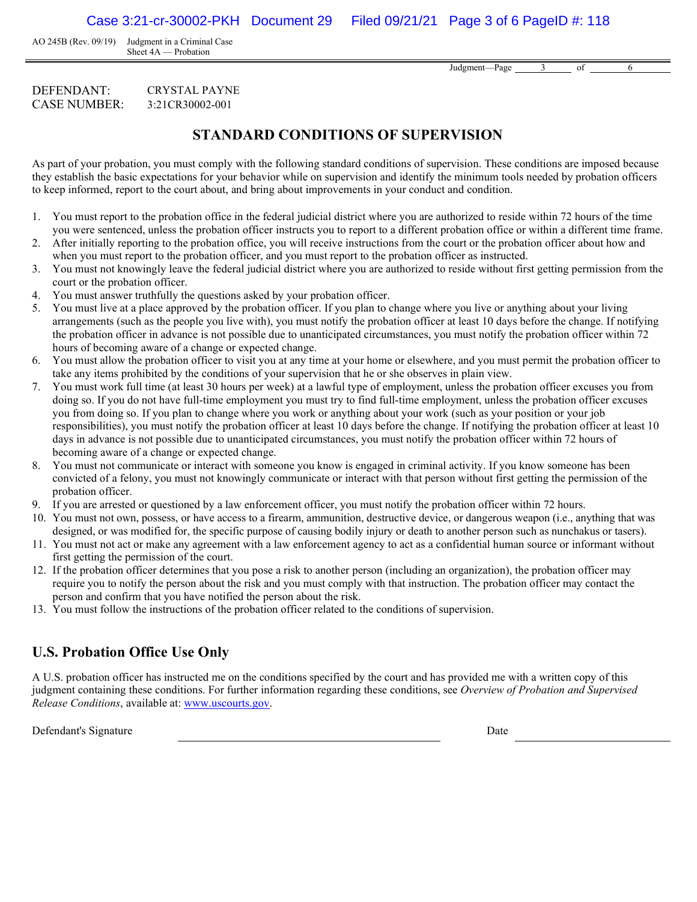DEFENDANT: CRYSTAL PAYNE
CASE NUMBER: 3:21CR30002-001

## STANDARD CONDITIONS OF SUPERVISION

As part of your probation, you must comply with the following standard conditions of supervision. These conditions are imposed because they establish the basic expectations for your behavior while on supervision and identify the minimum tools needed by probation officers to keep informed, report to the court about, and bring about improvements in your conduct and condition.

1. You must report to the probation office in the federal judicial district where you are authorized to reside within 72 hours of the time you were sentenced, unless the probation officer instructs you to report to a different probation office or within a different time frame.
2. After initially reporting to the probation office, you will receive instructions from the court or the probation officer about how and when you must report to the probation officer, and you must report to the probation officer as instructed.
3. You must not knowingly leave the federal judicial district where you are authorized to reside without first getting permission from the court or the probation officer.
4. You must answer truthfully the questions asked by your probation officer.
5. You must live at a place approved by the probation officer. If you plan to change where you live or anything about your living arrangements (such as the people you live with), you must notify the probation officer at least 10 days before the change. If notifying the probation officer in advance is not possible due to unanticipated circumstances, you must notify the probation officer within 72 hours of becoming aware of a change or expected change.
6. You must allow the probation officer to visit you at any time at your home or elsewhere, and you must permit the probation officer to take any items prohibited by the conditions of your supervision that he or she observes in plain view.
7. You must work full time (at least 30 hours per week) at a lawful type of employment, unless the probation officer excuses you from doing so. If you do not have full-time employment you must try to find full-time employment, unless the probation officer excuses you from doing so. If you plan to change where you work or anything about your work (such as your position or your job responsibilities), you must notify the probation officer at least 10 days before the change. If notifying the probation officer at least 10 days in advance is not possible due to unanticipated circumstances, you must notify the probation officer within 72 hours of becoming aware of a change or expected change.
8. You must not communicate or interact with someone you know is engaged in criminal activity. If you know someone has been convicted of a felony, you must not knowingly communicate or interact with that person without first getting the permission of the probation officer.
9. If you are arrested or questioned by a law enforcement officer, you must notify the probation officer within 72 hours.
10. You must not own, possess, or have access to a firearm, ammunition, destructive device, or dangerous weapon (i.e., anything that was designed, or was modified for, the specific purpose of causing bodily injury or death to another person such as nunchakus or tasers).
11. You must not act or make any agreement with a law enforcement agency to act as a confidential human source or informant without first getting the permission of the court.
12. If the probation officer determines that you pose a risk to another person (including an organization), the probation officer may require you to notify the person about the risk and you must comply with that instruction. The probation officer may contact the person and confirm that you have notified the person about the risk.
13. You must follow the instructions of the probation officer related to the conditions of supervision.

## U.S. Probation Office Use Only

A U.S. probation officer has instructed me on the conditions specified by the court and has provided me with a written copy of this judgment containing these conditions. For further information regarding these conditions, see *Overview of Probation and Supervised Release Conditions*, available at: www.uscourts.gov.

Defendant's Signature ______________________ Date ______________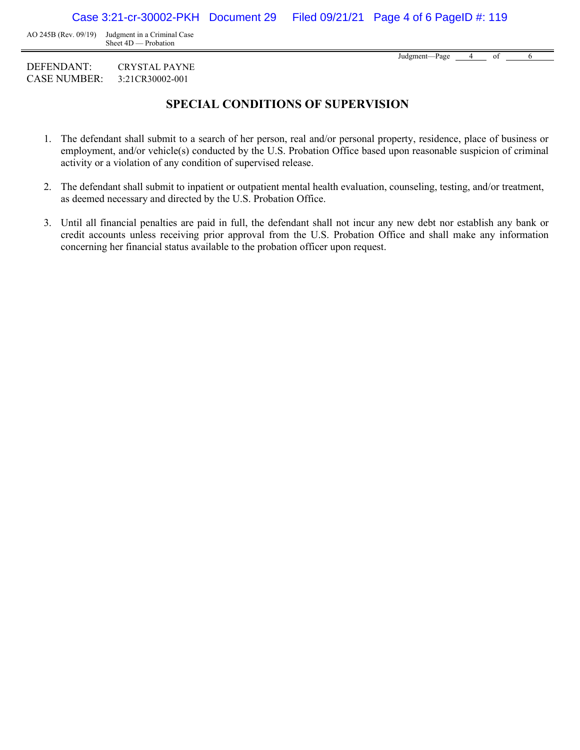AO 245B (Rev. 09/19) Judgment in a Criminal Case
Sheet 4D — Probation

DEFENDANT: CRYSTAL PAYNE
CASE NUMBER: 3:21CR30002-001

## SPECIAL CONDITIONS OF SUPERVISION

1. The defendant shall submit to a search of her person, real and/or personal property, residence, place of business or employment, and/or vehicle(s) conducted by the U.S. Probation Office based upon reasonable suspicion of criminal activity or a violation of any condition of supervised release.

2. The defendant shall submit to inpatient or outpatient mental health evaluation, counseling, testing, and/or treatment, as deemed necessary and directed by the U.S. Probation Office.

3. Until all financial penalties are paid in full, the defendant shall not incur any new debt nor establish any bank or credit accounts unless receiving prior approval from the U.S. Probation Office and shall make any information concerning her financial status available to the probation officer upon request.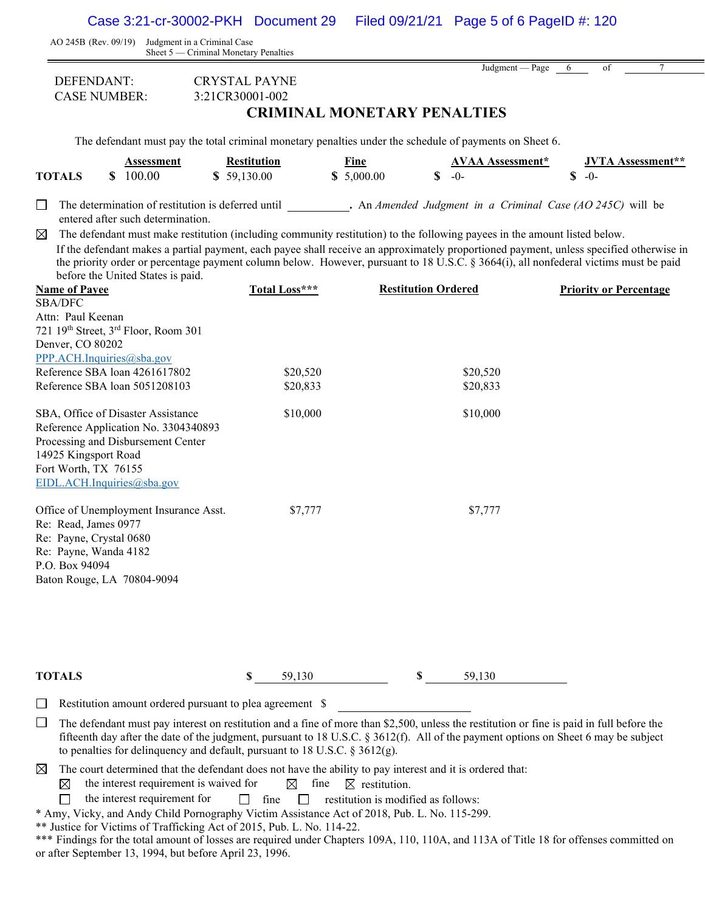AO 245B (Rev. 09/19) Judgment in a Criminal Case
Sheet 5 — Criminal Monetary Penalties

Judgment — Page 6 of 7

DEFENDANT: CRYSTAL PAYNE
CASE NUMBER: 3:21CR30001-002

## CRIMINAL MONETARY PENALTIES

The defendant must pay the total criminal monetary penalties under the schedule of payments on Sheet 6.

| | Assessment | Restitution | Fine | AVAA Assessment* | JVTA Assessment** |
|---|---|---|---|---|---|
| **TOTALS** | $ 100.00 | $ 59,130.00 | $ 5,000.00 | $ -0- | $ -0- |

☐ The determination of restitution is deferred until __________. An *Amended Judgment in a Criminal Case (AO 245C)* will be entered after such determination.

☒ The defendant must make restitution (including community restitution) to the following payees in the amount listed below.

If the defendant makes a partial payment, each payee shall receive an approximately proportioned payment, unless specified otherwise in the priority order or percentage payment column below. However, pursuant to 18 U.S.C. § 3664(i), all nonfederal victims must be paid before the United States is paid.

| Name of Payee | Total Loss*** | Restitution Ordered | Priority or Percentage |
|---|---|---|---|
| SBA/DFC<br>Attn: Paul Keenan<br>721 19th Street, 3rd Floor, Room 301<br>Denver, CO 80202<br>PPP.ACH.Inquiries@sba.gov | | | |
| Reference SBA loan 4261617802 | $20,520 | $20,520 | |
| Reference SBA loan 5051208103 | $20,833 | $20,833 | |
| SBA, Office of Disaster Assistance<br>Reference Application No. 3304340893<br>Processing and Disbursement Center<br>14925 Kingsport Road<br>Fort Worth, TX 76155<br>EIDL.ACH.Inquiries@sba.gov | $10,000 | $10,000 | |
| Office of Unemployment Insurance Asst.<br>Re: Read, James 0977<br>Re: Payne, Crystal 0680<br>Re: Payne, Wanda 4182<br>P.O. Box 94094<br>Baton Rouge, LA 70804-9094 | $7,777 | $7,777 | |
| **TOTALS** | $ 59,130 | $ 59,130 | |

☐ Restitution amount ordered pursuant to plea agreement $ __________

☐ The defendant must pay interest on restitution and a fine of more than $2,500, unless the restitution or fine is paid in full before the fifteenth day after the date of the judgment, pursuant to 18 U.S.C. § 3612(f). All of the payment options on Sheet 6 may be subject to penalties for delinquency and default, pursuant to 18 U.S.C. § 3612(g).

☒ The court determined that the defendant does not have the ability to pay interest and it is ordered that:

☒ the interest requirement is waived for ☒ fine ☒ restitution.

☐ the interest requirement for ☐ fine ☐ restitution is modified as follows:

\* Amy, Vicky, and Andy Child Pornography Victim Assistance Act of 2018, Pub. L. No. 115-299.

\*\* Justice for Victims of Trafficking Act of 2015, Pub. L. No. 114-22.

\*\*\* Findings for the total amount of losses are required under Chapters 109A, 110, 110A, and 113A of Title 18 for offenses committed on or after September 13, 1994, but before April 23, 1996.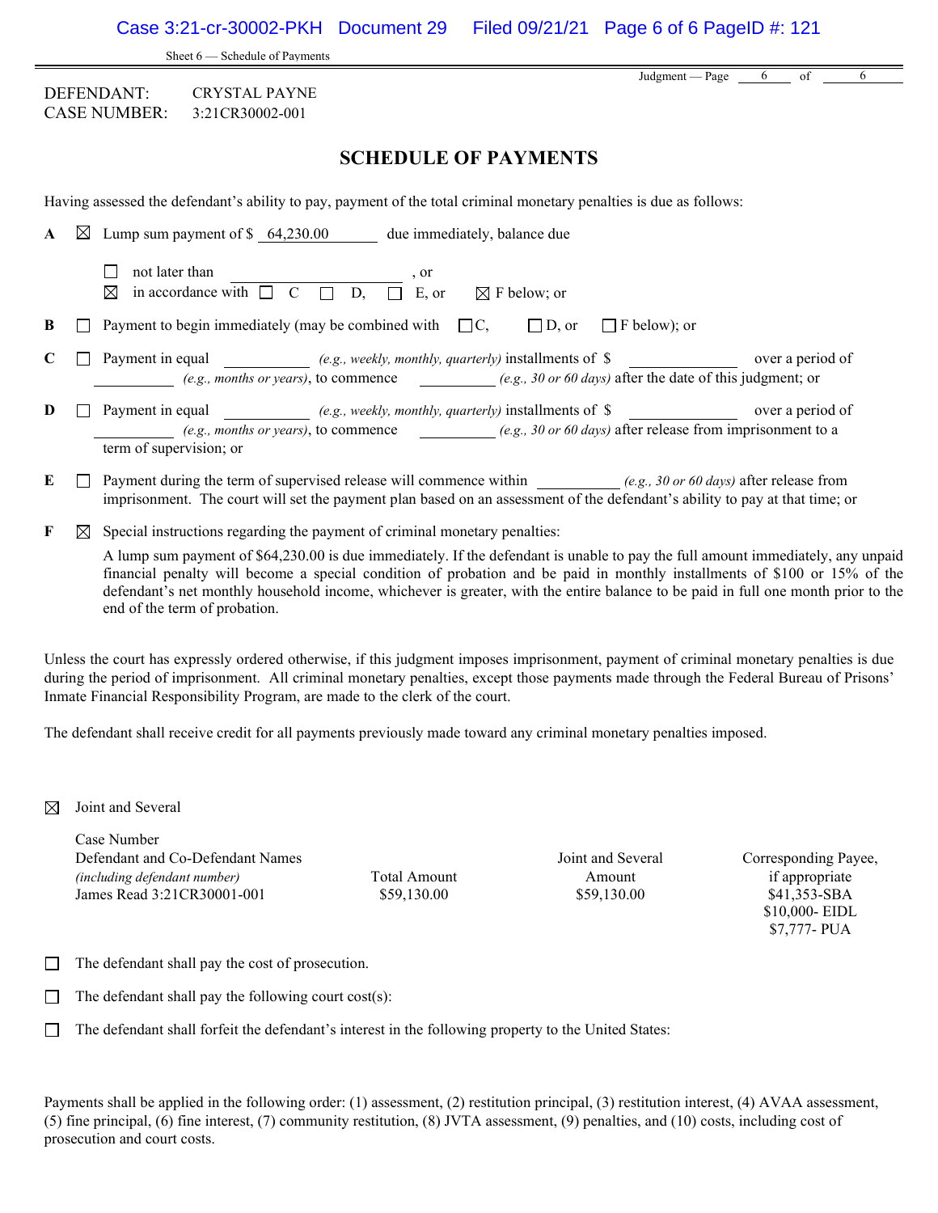Sheet 6 — Schedule of Payments

DEFENDANT: CRYSTAL PAYNE
CASE NUMBER: 3:21CR30002-001

## SCHEDULE OF PAYMENTS

Having assessed the defendant's ability to pay, payment of the total criminal monetary penalties is due as follows:

**A** ☒ Lump sum payment of $ 64,230.00 due immediately, balance due

☐ not later than ____________, or
☒ in accordance with ☐ C ☐ D, ☐ E, or ☒ F below; or

**B** ☐ Payment to begin immediately (may be combined with ☐C, ☐D, or ☐F below); or

**C** ☐ Payment in equal ________ *(e.g., weekly, monthly, quarterly)* installments of $ ________ over a period of ________ *(e.g., months or years)*, to commence ________ *(e.g., 30 or 60 days)* after the date of this judgment; or

**D** ☐ Payment in equal ________ *(e.g., weekly, monthly, quarterly)* installments of $ ________ over a period of ________ *(e.g., months or years)*, to commence ________ *(e.g., 30 or 60 days)* after release from imprisonment to a term of supervision; or

**E** ☐ Payment during the term of supervised release will commence within ________ *(e.g., 30 or 60 days)* after release from imprisonment. The court will set the payment plan based on an assessment of the defendant's ability to pay at that time; or

**F** ☒ Special instructions regarding the payment of criminal monetary penalties:

A lump sum payment of $64,230.00 is due immediately. If the defendant is unable to pay the full amount immediately, any unpaid financial penalty will become a special condition of probation and be paid in monthly installments of $100 or 15% of the defendant's net monthly household income, whichever is greater, with the entire balance to be paid in full one month prior to the end of the term of probation.

Unless the court has expressly ordered otherwise, if this judgment imposes imprisonment, payment of criminal monetary penalties is due during the period of imprisonment. All criminal monetary penalties, except those payments made through the Federal Bureau of Prisons' Inmate Financial Responsibility Program, are made to the clerk of the court.

The defendant shall receive credit for all payments previously made toward any criminal monetary penalties imposed.

☒ Joint and Several

| Case Number Defendant and Co-Defendant Names *(including defendant number)* | Total Amount | Joint and Several Amount | Corresponding Payee, if appropriate |
|---|---|---|---|
| James Read 3:21CR30001-001 | $59,130.00 | $59,130.00 | $41,353-SBA<br>$10,000- EIDL<br>$7,777- PUA |

☐ The defendant shall pay the cost of prosecution.

☐ The defendant shall pay the following court cost(s):

☐ The defendant shall forfeit the defendant's interest in the following property to the United States:

Payments shall be applied in the following order: (1) assessment, (2) restitution principal, (3) restitution interest, (4) AVAA assessment, (5) fine principal, (6) fine interest, (7) community restitution, (8) JVTA assessment, (9) penalties, and (10) costs, including cost of prosecution and court costs.